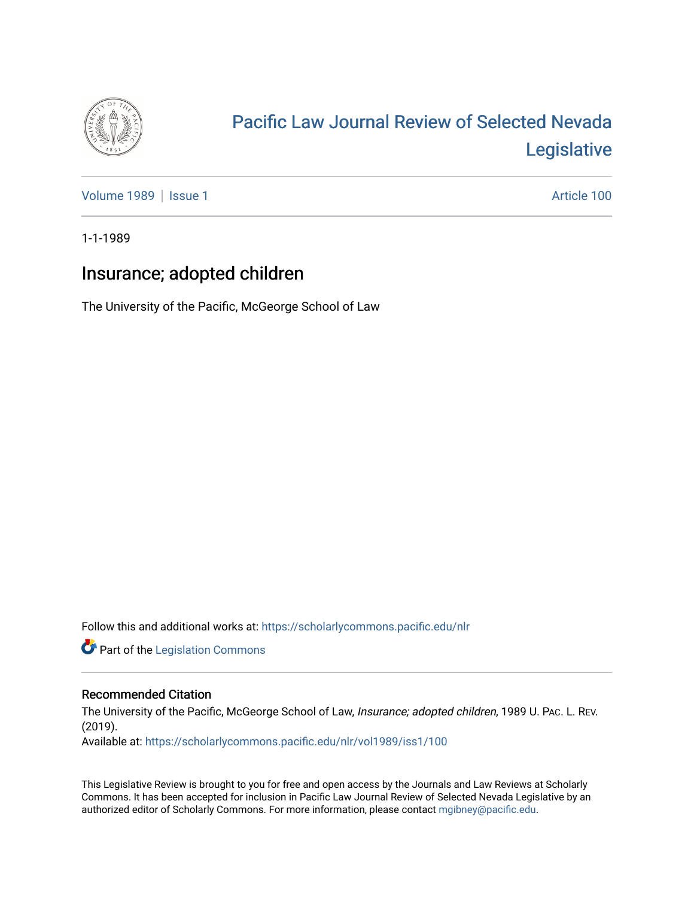# Pacific Law Journal Review of Selected Nevada Legislative

Volume 1989 | Issue 1 Article 100

1-1-1989

## Insurance; adopted children

The University of the Pacific, McGeorge School of Law

Follow this and additional works at: https://scholarlycommons.pacific.edu/nlr

Part of the Legislation Commons

### Recommended Citation

The University of the Pacific, McGeorge School of Law, *Insurance; adopted children*, 1989 U. PAC. L. REV. (2019).

Available at: https://scholarlycommons.pacific.edu/nlr/vol1989/iss1/100

This Legislative Review is brought to you for free and open access by the Journals and Law Reviews at Scholarly Commons. It has been accepted for inclusion in Pacific Law Journal Review of Selected Nevada Legislative by an authorized editor of Scholarly Commons. For more information, please contact mgibney@pacific.edu.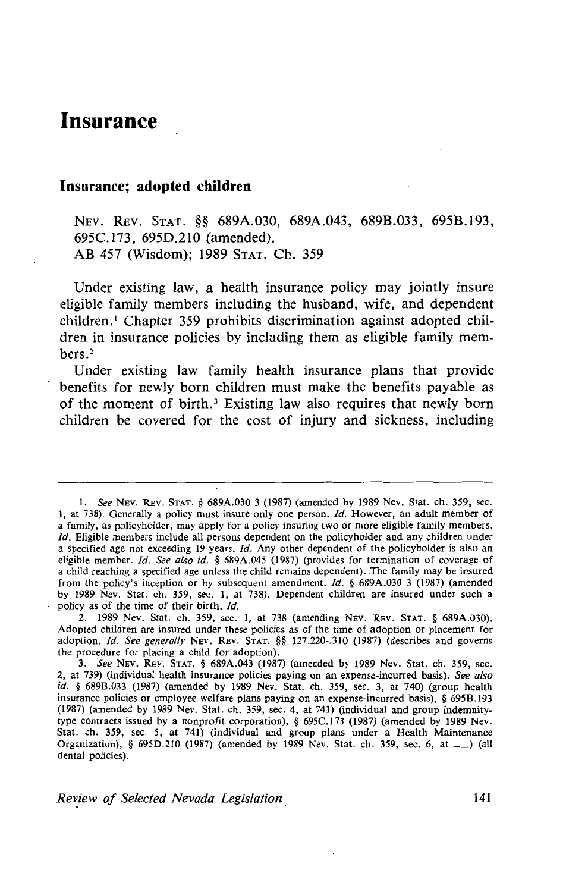# Insurance

## Insurance; adopted children

NEV. REV. STAT. §§ 689A.030, 689A.043, 689B.033, 695B.193, 695C.173, 695D.210 (amended).
AB 457 (Wisdom); 1989 STAT. Ch. 359

Under existing law, a health insurance policy may jointly insure eligible family members including the husband, wife, and dependent children.[1] Chapter 359 prohibits discrimination against adopted children in insurance policies by including them as eligible family members.[2]

Under existing law family health insurance plans that provide benefits for newly born children must make the benefits payable as of the moment of birth.[3] Existing law also requires that newly born children be covered for the cost of injury and sickness, including

---

1. *See* NEV. REV. STAT. § 689A.030 3 (1987) (amended by 1989 Nev. Stat. ch. 359, sec. 1, at 738). Generally a policy must insure only one person. *Id.* However, an adult member of a family, as policyholder, may apply for a policy insuring two or more eligible family members. *Id.* Eligible members include all persons dependent on the policyholder and any children under a specified age not exceeding 19 years. *Id.* Any other dependent of the policyholder is also an eligible member. *Id. See also id.* § 689A.045 (1987) (provides for termination of coverage of a child reaching a specified age unless the child remains dependent). The family may be insured from the policy's inception or by subsequent amendment. *Id.* § 689A.030 3 (1987) (amended by 1989 Nev. Stat. ch. 359, sec. 1, at 738). Dependent children are insured under such a policy as of the time of their birth. *Id.*

2. 1989 Nev. Stat. ch. 359, sec. 1, at 738 (amending NEV. REV. STAT. § 689A.030). Adopted children are insured under these policies as of the time of adoption or placement for adoption. *Id. See generally* NEV. REV. STAT. §§ 127.220-.310 (1987) (describes and governs the procedure for placing a child for adoption).

3. *See* NEV. REV. STAT. § 689A.043 (1987) (amended by 1989 Nev. Stat. ch. 359, sec. 2, at 739) (individual health insurance policies paying on an expense-incurred basis). *See also id.* § 689B.033 (1987) (amended by 1989 Nev. Stat. ch. 359, sec. 3, at 740) (group health insurance policies or employee welfare plans paying on an expense-incurred basis), § 695B.193 (1987) (amended by 1989 Nev. Stat. ch. 359, sec. 4, at 741) (individual and group indemnity-type contracts issued by a nonprofit corporation), § 695C.173 (1987) (amended by 1989 Nev. Stat. ch. 359, sec. 5, at 741) (individual and group plans under a Health Maintenance Organization), § 695D.210 (1987) (amended by 1989 Nev. Stat. ch. 359, sec. 6, at \_\_\_) (all dental policies).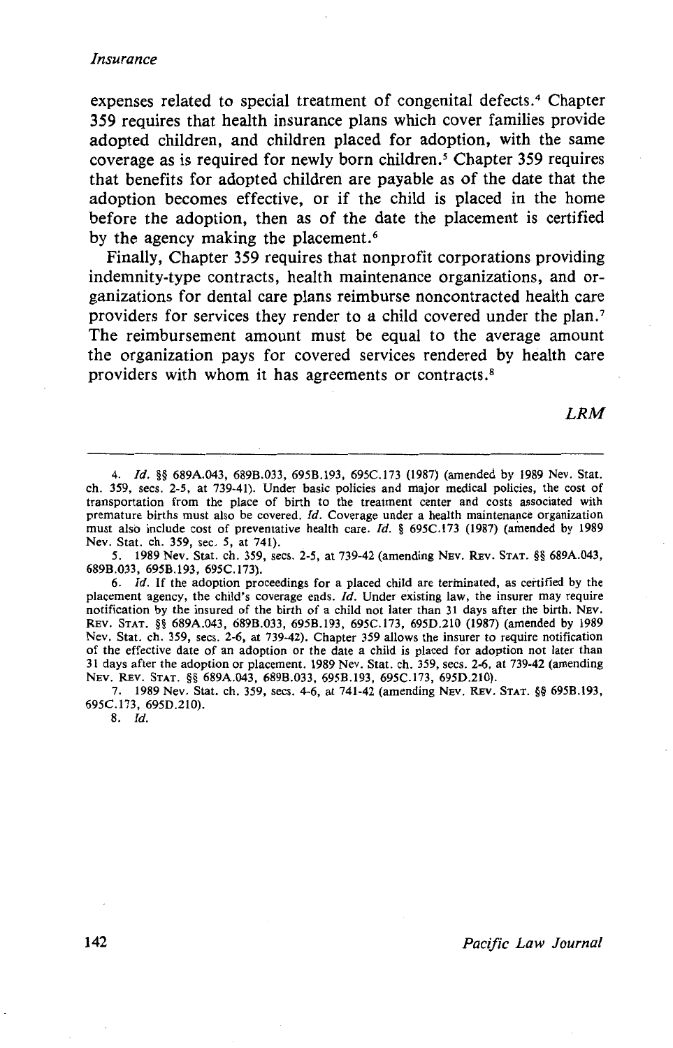expenses related to special treatment of congenital defects.[4] Chapter 359 requires that health insurance plans which cover families provide adopted children, and children placed for adoption, with the same coverage as is required for newly born children.[5] Chapter 359 requires that benefits for adopted children are payable as of the date that the adoption becomes effective, or if the child is placed in the home before the adoption, then as of the date the placement is certified by the agency making the placement.[6]

Finally, Chapter 359 requires that nonprofit corporations providing indemnity-type contracts, health maintenance organizations, and organizations for dental care plans reimburse noncontracted health care providers for services they render to a child covered under the plan.[7] The reimbursement amount must be equal to the average amount the organization pays for covered services rendered by health care providers with whom it has agreements or contracts.[8]

*LRM*

---

4. *Id.* §§ 689A.043, 689B.033, 695B.193, 695C.173 (1987) (amended by 1989 Nev. Stat. ch. 359, secs. 2-5, at 739-41). Under basic policies and major medical policies, the cost of transportation from the place of birth to the treatment center and costs associated with premature births must also be covered. *Id.* Coverage under a health maintenance organization must also include cost of preventative health care. *Id.* § 695C.173 (1987) (amended by 1989 Nev. Stat. ch. 359, sec. 5, at 741).

5. 1989 Nev. Stat. ch. 359, secs. 2-5, at 739-42 (amending NEV. REV. STAT. §§ 689A.043, 689B.033, 695B.193, 695C.173).

6. *Id.* If the adoption proceedings for a placed child are terminated, as certified by the placement agency, the child's coverage ends. *Id.* Under existing law, the insurer may require notification by the insured of the birth of a child not later than 31 days after the birth. NEV. REV. STAT. §§ 689A.043, 689B.033, 695B.193, 695C.173, 695D.210 (1987) (amended by 1989 Nev. Stat. ch. 359, secs. 2-6, at 739-42). Chapter 359 allows the insurer to require notification of the effective date of an adoption or the date a child is placed for adoption not later than 31 days after the adoption or placement. 1989 Nev. Stat. ch. 359, secs. 2-6, at 739-42 (amending NEV. REV. STAT. §§ 689A.043, 689B.033, 695B.193, 695C.173, 695D.210).

7. 1989 Nev. Stat. ch. 359, secs. 4-6, at 741-42 (amending NEV. REV. STAT. §§ 695B.193, 695C.173, 695D.210).

8. *Id.*